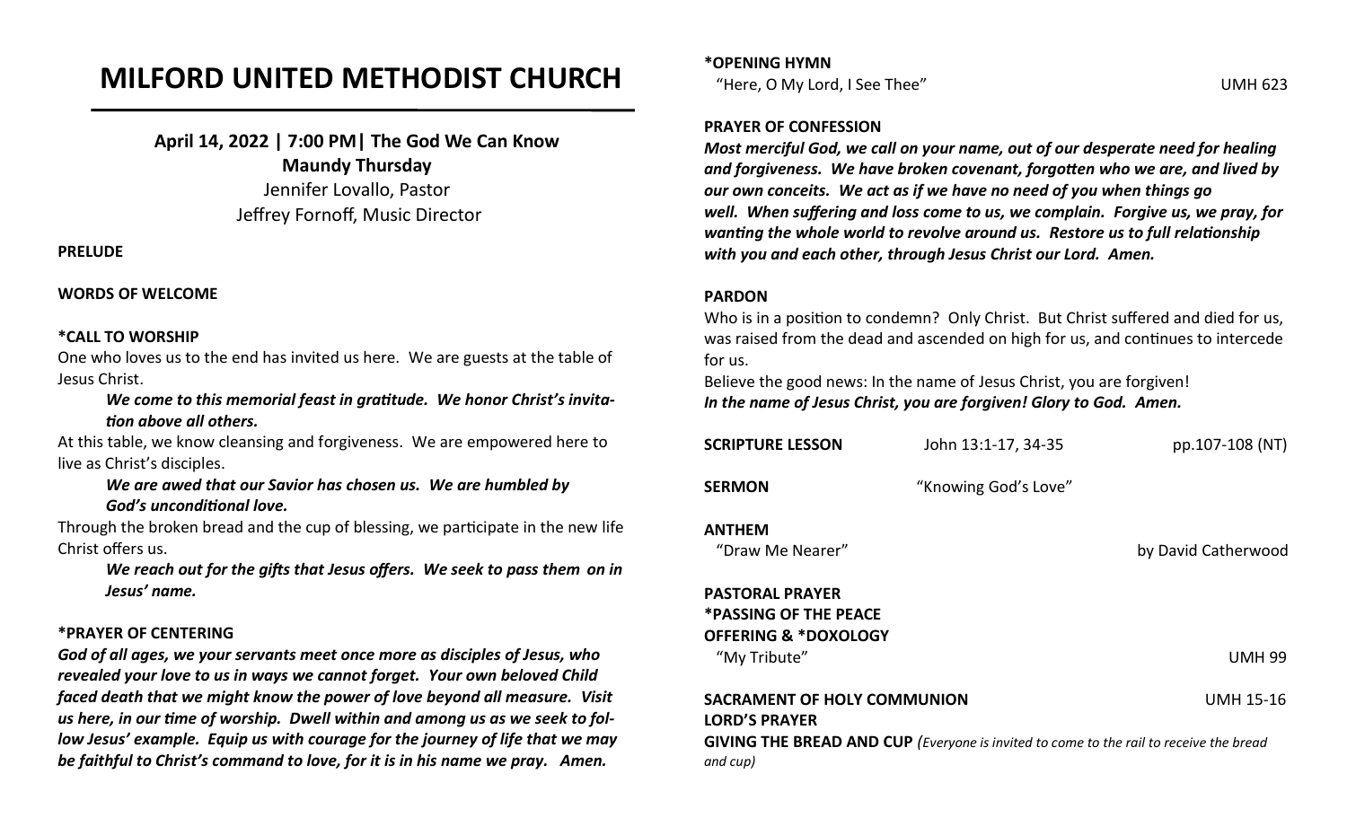# MILFORD UNITED METHODIST CHURCH

**April 14, 2022 | 7:00 PM| The God We Can Know**
**Maundy Thursday**
Jennifer Lovallo, Pastor
Jeffrey Fornoff, Music Director

**PRELUDE**

**WORDS OF WELCOME**

**\*CALL TO WORSHIP**

One who loves us to the end has invited us here. We are guests at the table of Jesus Christ.

> ***We come to this memorial feast in gratitude. We honor Christ's invitation above all others.***

At this table, we know cleansing and forgiveness. We are empowered here to live as Christ's disciples.

> ***We are awed that our Savior has chosen us. We are humbled by God's unconditional love.***

Through the broken bread and the cup of blessing, we participate in the new life Christ offers us.

> ***We reach out for the gifts that Jesus offers. We seek to pass them on in Jesus' name.***

**\*PRAYER OF CENTERING**

***God of all ages, we your servants meet once more as disciples of Jesus, who revealed your love to us in ways we cannot forget. Your own beloved Child faced death that we might know the power of love beyond all measure. Visit us here, in our time of worship. Dwell within and among us as we seek to follow Jesus' example. Equip us with courage for the journey of life that we may be faithful to Christ's command to love, for it is in his name we pray. Amen.***

**\*OPENING HYMN**
"Here, O My Lord, I See Thee" UMH 623

**PRAYER OF CONFESSION**

***Most merciful God, we call on your name, out of our desperate need for healing and forgiveness. We have broken covenant, forgotten who we are, and lived by our own conceits. We act as if we have no need of you when things go well. When suffering and loss come to us, we complain. Forgive us, we pray, for wanting the whole world to revolve around us. Restore us to full relationship with you and each other, through Jesus Christ our Lord. Amen.***

**PARDON**

Who is in a position to condemn? Only Christ. But Christ suffered and died for us, was raised from the dead and ascended on high for us, and continues to intercede for us.

Believe the good news: In the name of Jesus Christ, you are forgiven!
***In the name of Jesus Christ, you are forgiven! Glory to God. Amen.***

**SCRIPTURE LESSON** John 13:1-17, 34-35 pp.107-108 (NT)

**SERMON** "Knowing God's Love"

**ANTHEM**
"Draw Me Nearer" by David Catherwood

**PASTORAL PRAYER**

**\*PASSING OF THE PEACE**

**OFFERING & \*DOXOLOGY**
"My Tribute" UMH 99

**SACRAMENT OF HOLY COMMUNION** UMH 15-16

**LORD'S PRAYER**

**GIVING THE BREAD AND CUP** *(Everyone is invited to come to the rail to receive the bread and cup)*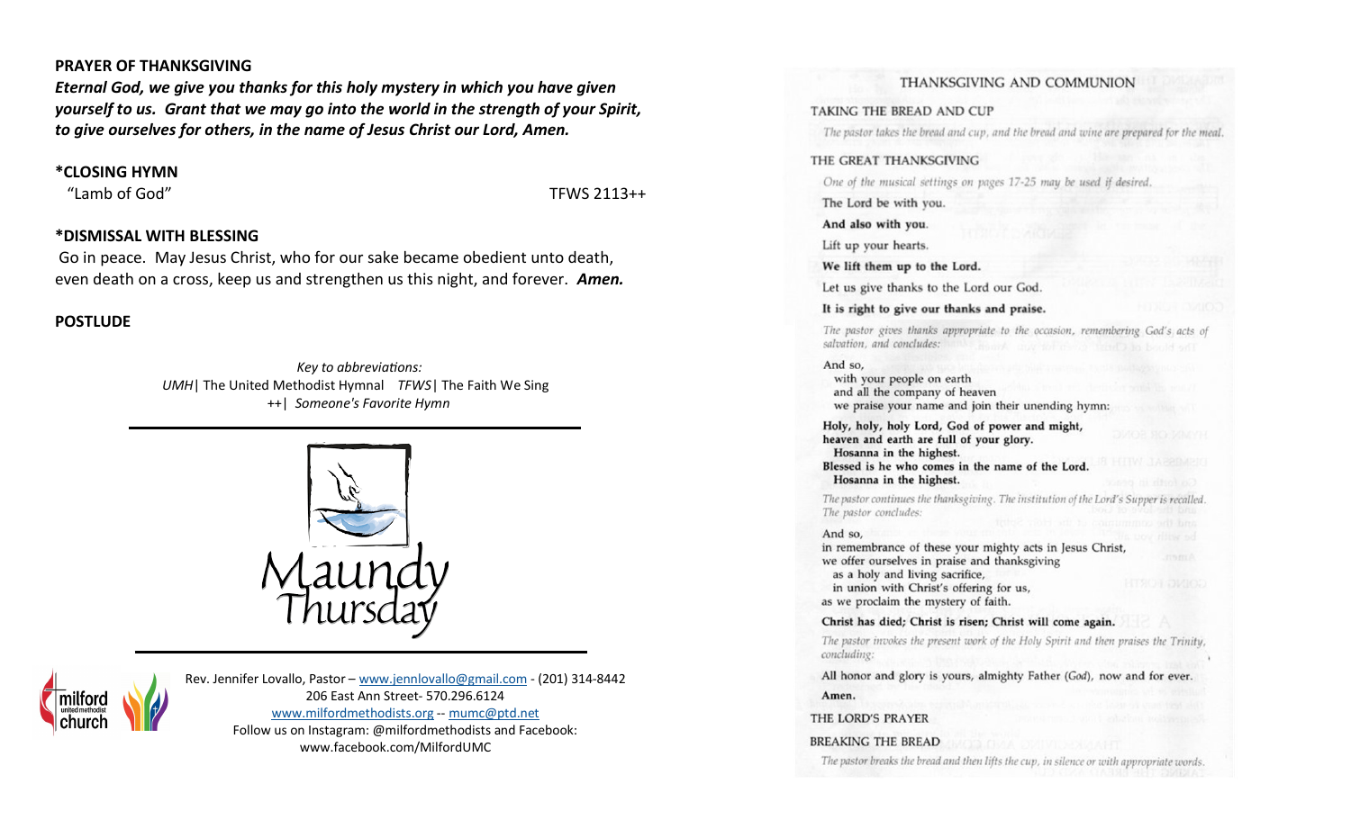**PRAYER OF THANKSGIVING**

***Eternal God, we give you thanks for this holy mystery in which you have given yourself to us. Grant that we may go into the world in the strength of your Spirit, to give ourselves for others, in the name of Jesus Christ our Lord, Amen.***

**\*CLOSING HYMN**

"Lamb of God" TFWS 2113++

**\*DISMISSAL WITH BLESSING**

Go in peace. May Jesus Christ, who for our sake became obedient unto death, even death on a cross, keep us and strengthen us this night, and forever. ***Amen.***

**POSTLUDE**

*Key to abbreviations:*
*UMH*| The United Methodist Hymnal *TFWS*| The Faith We Sing
++| *Someone's Favorite Hymn*

Maundy Thursday

Rev. Jennifer Lovallo, Pastor – www.jennlovallo@gmail.com - (201) 314-8442
206 East Ann Street- 570.296.6124
www.milfordmethodists.org -- mumc@ptd.net
Follow us on Instagram: @milfordmethodists and Facebook:
www.facebook.com/MilfordUMC

## THANKSGIVING AND COMMUNION

TAKING THE BREAD AND CUP

*The pastor takes the bread and cup, and the bread and wine are prepared for the meal.*

THE GREAT THANKSGIVING

*One of the musical settings on pages 17-25 may be used if desired.*

The Lord be with you.

**And also with you.**

Lift up your hearts.

**We lift them up to the Lord.**

Let us give thanks to the Lord our God.

**It is right to give our thanks and praise.**

*The pastor gives thanks appropriate to the occasion, remembering God's acts of salvation, and concludes:*

And so,
with your people on earth
and all the company of heaven
we praise your name and join their unending hymn:

**Holy, holy, holy Lord, God of power and might,
heaven and earth are full of your glory.
Hosanna in the highest.
Blessed is he who comes in the name of the Lord.
Hosanna in the highest.**

*The pastor continues the thanksgiving. The institution of the Lord's Supper is recalled. The pastor concludes:*

And so,
in remembrance of these your mighty acts in Jesus Christ,
we offer ourselves in praise and thanksgiving
as a holy and living sacrifice,
in union with Christ's offering for us,
as we proclaim the mystery of faith.

**Christ has died; Christ is risen; Christ will come again.**

*The pastor invokes the present work of the Holy Spirit and then praises the Trinity, concluding:*

All honor and glory is yours, almighty Father (God), now and for ever.

**Amen.**

THE LORD'S PRAYER

BREAKING THE BREAD

*The pastor breaks the bread and then lifts the cup, in silence or with appropriate words.*